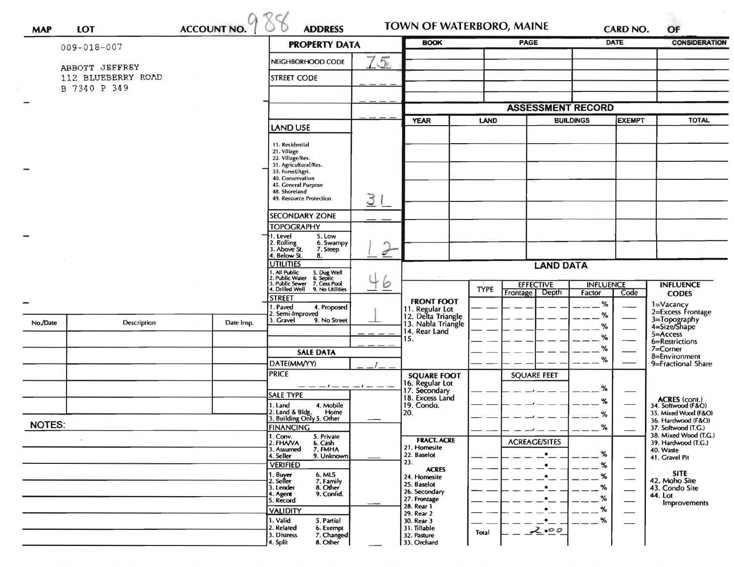MAP | LOT | ACCOUNT NO. 988 | ADDRESS | TOWN OF WATERBORO, MAINE | CARD NO. | OF

009-018-007

ABBOTT JEFFREY
112 BLUEBERRY ROAD
B 7340 P 349

## PROPERTY DATA

| Field | Value |
|---|---|
| NEIGHBORHOOD CODE | 75 |
| STREET CODE | |
| LAND USE | 31 |
| SECONDARY ZONE | |
| TOPOGRAPHY | 12 |
| UTILITIES | 46 |
| STREET | 1 |
| SALE DATA | |
| DATE(MM/YY) | / |
| PRICE | |
| SALE TYPE | |
| FINANCING | |
| VERIFIED | |
| VALIDITY | |

LAND USE: 11. Residential, 21. Village, 22. Village/Res., 31. Agricultural/Res., 33. Forest/Agri., 40. Conservation, 45. General Purpose, 48. Shoreland, 49. Resource Protection

TOPOGRAPHY: 1. Level, 2. Rolling, 3. Above St., 4. Below St., 5. Low, 6. Swampy, 7. Steep, 8.

UTILITIES: 1. All Public, 2. Public Water, 3. Public Sewer, 4. Drilled Well, 5. Dug Well, 6. Septic, 7. Cess Pool, 9. No Utilities

STREET: 1. Paved, 2. Semi-Improved, 3. Gravel, 4. Proposed, 9. No Street

SALE TYPE: 1. Land, 2. Land & Bldg., 3. Building Only, 4. Mobile Home, 5. Other

FINANCING: 1. Conv., 2. FHA/VA, 3. Assumed, 4. Seller, 5. Private, 6. Cash, 7. FMHA, 9. Unknown

VERIFIED: 1. Buyer, 2. Seller, 3. Lender, 4. Agent, 5. Record, 6. MLS, 7. Family, 8. Other, 9. Confid.

VALIDITY: 1. Valid, 2. Related, 3. Distress, 4. Split, 5. Partial, 6. Exempt, 7. Changed, 8. Other

| BOOK | PAGE | DATE | CONSIDERATION |
|---|---|---|---|
| | | | |

## ASSESSMENT RECORD

| YEAR | LAND | BUILDINGS | EXEMPT | TOTAL |
|---|---|---|---|---|
| | | | | |

## LAND DATA

| | TYPE | EFFECTIVE Frontage | EFFECTIVE Depth | INFLUENCE Factor | INFLUENCE Code |
|---|---|---|---|---|---|
| FRONT FOOT: 11. Regular Lot, 12. Delta Triangle, 13. Nabla Triangle, 14. Rear Land, 15. | | | | % | |
| SQUARE FOOT: 16. Regular Lot, 17. Secondary, 18. Excess Land, 19. Condo., 20. | | SQUARE FEET | | % | |
| FRACT. ACRE: 21. Homesite, 22. Baselot, 23. ACRES: 24. Homesite, 25. Baselot, 26. Secondary, 27. Frontage, 28. Rear 1, 29. Rear 2, 30. Rear 3, 31. Tillable, 32. Pasture, 33. Orchard | | ACREAGE/SITES | | % | |
| | Total | 2.00 | | | |

INFLUENCE CODES: 1=Vacancy, 2=Excess Frontage, 3=Topography, 4=Size/Shape, 5=Access, 6=Restrictions, 7=Corner, 8=Environment, 9=Fractional Share

ACRES (cont.): 34. Softwood (F&O), 35. Mixed Wood (F&O), 36. Hardwood (F&O), 37. Softwood (T.G.), 38. Mixed Wood (T.G.), 39. Hardwood (T.G.), 40. Waste, 41. Gravel Pit

SITE: 42. Moho Site, 43. Condo Site, 44. Lot Improvements

| No./Date | Description | Date Insp. |
|---|---|---|
| | | |

NOTES: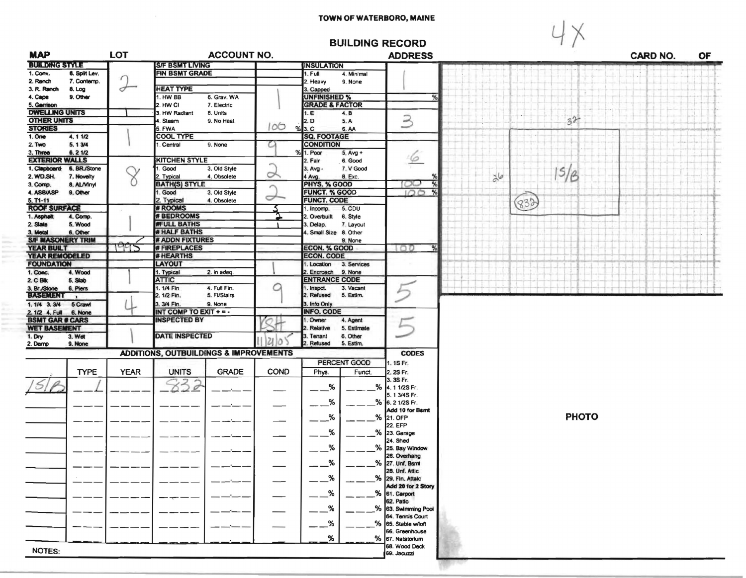**TOWN OF WATERBORO, MAINE**

4X

## BUILDING RECORD

| MAP | LOT | ACCOUNT NO. | ADDRESS | CARD NO. | OF |
|---|---|---|---|---|---|
| | | | | | |

| Field | Value | Field | Value | Field | Value |
|---|---|---|---|---|---|
| **BUILDING STYLE** 1. Conv. 2. Ranch 3. R. Ranch 4. Cape 5. Garrison 6. Split Lev. 7. Contemp. 8. Log 9. Other | 2 | **S/F BSMT LIVING** | | **INSULATION** 1. Full 2. Heavy 3. Capped 4. Minimal 9. None | 1 |
| | | **FIN BSMT GRADE** | | **UNFINISHED %** | % |
| **DWELLING UNITS** | 1 | **HEAT TYPE** 1. HW BB 2. HW Cl 3. HW Radiant 4. Steam 5. FWA 6. Grav. WA 7. Electric 8. Units 9. No Heat | 1 / 100 % | **GRADE & FACTOR** 1. E 2. D 3. C 4. B 5. A 6. AA | 3 |
| **OTHER UNITS** | | | | | |
| **STORIES** 1. One 2. Two 3. Three 4. 1 1/2 5. 1 3/4 6. 2 1/2 | 1 | **COOL TYPE** 1. Central 9. None | 9 % | **SQ. FOOTAGE** | |
| **EXTERIOR WALLS** 1. Clapboard 2. WD.SH. 3. Comp. 4. ASB/ASP 5. T1-11 6. BR/Stone 7. Novelty 8. AL/Vinyl 9. Other | 8 | **KITCHEN STYLE** 1. Good 2. Typical 3. Old Style 4. Obsolete | 2 | **CONDITION** 1. Poor 2. Fair 3. Avg - 4. Avg. 5. Avg + 6. Good 7. V Good 8. Exc. | 6 |
| | | **BATH(S) STYLE** 1. Good 2. Typical 3. Old Style 4. Obsolete | 2 | **PHYS. % GOOD** | 100 % |
| | | | | **FUNCT. % GOOD** | 100 % |
| **ROOF SURFACE** 1. Asphalt 2. Slate 3. Metal 4. Comp. 5. Wood 6. Other | 1 | **# ROOMS** | 5 | **FUNCT. CODE** 1. Incomp. 2. Overbuilt 3. Delap. 4. Small Size 5. CDU 6. Style 7. Layout 8. Other 9. None | |
| | | **# BEDROOMS** | 2 | | |
| | | **#FULL BATHS** | 1 | | |
| | | **# HALF BATHS** | | | |
| **S/F MASONERY TRIM** | | **# ADDN FIXTURES** | | | |
| **YEAR BUILT** | 1995 | **# FIREPLACES** | | **ECON. % GOOD** | 100 % |
| **YEAR REMODELED** | | **# HEARTHS** | | **ECON. CODE** 1. Location 2. Encroach 3. Services 9. None | |
| **FOUNDATION** 1. Conc. 2. C Blk 3. Br./Stone 4. Wood 5. Slab 6. Piers | 1 | **LAYOUT** 1. Typical 2. In adeq. | 1 | | |
| **BASEMENT** 1. 1/4 2. 1/2 3. 3/4 4. Full 5 Crawl 6. None | 4 | **ATTIC** 1. 1/4 Fin 2. 1/2 Fin. 3. 3/4 Fin. 4. Full Fin. 5. Fl/Stairs 9. None | 9 | **ENTRANCE CODE** 1. Inspct. 2. Refused 3. Info Only 3. Vacant 5. Estim. | 5 |
| **BSMT GAR # CARS** | | **INT COMP TO EXIT + = -** | | **INFO. CODE** 1. Owner 2. Relative 3. Tenant 2. Refused 4. Agent 5. Estimate 6. Other 5. Estim. | 5 |
| **WET BASEMENT** 1. Dry 2. Damp 3. Wet 9. None | 1 | **INSPECTED BY** | KSH | | |
| | | **DATE INSPECTED** | 11/21/05 | | |

Sketch: 32 x 26, 1S/B, (832)

## ADDITIONS, OUTBUILDINGS & IMPROVEMENTS

| | TYPE | YEAR | UNITS | GRADE | COND | PERCENT GOOD Phys. | Funct. |
|---|---|---|---|---|---|---|---|
| 1S/B | 1 | | 832 | | | % | % |
| | | | | | | % | % |
| | | | | | | % | % |
| | | | | | | % | % |
| | | | | | | % | % |
| | | | | | | % | % |
| | | | | | | % | % |
| | | | | | | % | % |
| | | | | | | % | % |
| | | | | | | % | % |
| | | | | | | % | % |

**CODES**
1. 1S Fr.
2. 2S Fr.
3. 3S Fr.
4. 1 1/2S Fr.
5. 1 3/4S Fr.
6. 2 1/2S Fr.
Add 10 for Bsmt
21. OFP
22. EFP
23. Garage
24. Shed
25. Bay Window
26. Overhang
27. Unf. Bsmt
28. Unf. Attic
29. Fin. Attaic
Add 20 for 2 Story
61. Carport
62. Patio
63. Swimming Pool
64. Tennis Court
65. Stable w/loft
66. Greenhouse
67. Natatorium
68. Wood Deck
69. Jacuzzi

PHOTO

NOTES: